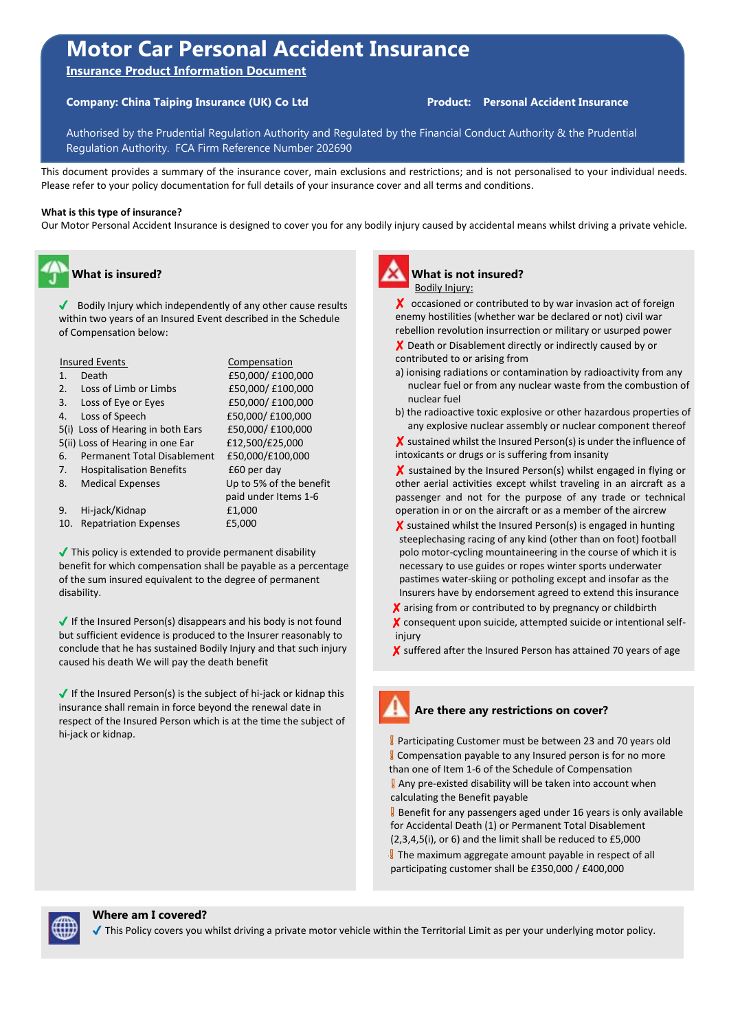# Motor Car Personal Accident Insurance

**Insurance Product Information Document**

**Company: China Taiping Insurance (UK) Co Ltd** **Product: Personal Accident Insurance**

Authorised by the Prudential Regulation Authority and Regulated by the Financial Conduct Authority & the Prudential Regulation Authority. FCA Firm Reference Number 202690

This document provides a summary of the insurance cover, main exclusions and restrictions; and is not personalised to your individual needs. Please refer to your policy documentation for full details of your insurance cover and all terms and conditions.

**What is this type of insurance?**

Our Motor Personal Accident Insurance is designed to cover you for any bodily injury caused by accidental means whilst driving a private vehicle.

## What is insured?

✓ Bodily Injury which independently of any other cause results within two years of an Insured Event described in the Schedule of Compensation below:

| Insured Events | Compensation |
|---|---|
| 1. Death | £50,000/ £100,000 |
| 2. Loss of Limb or Limbs | £50,000/ £100,000 |
| 3. Loss of Eye or Eyes | £50,000/ £100,000 |
| 4. Loss of Speech | £50,000/ £100,000 |
| 5(i) Loss of Hearing in both Ears | £50,000/ £100,000 |
| 5(ii) Loss of Hearing in one Ear | £12,500/£25,000 |
| 6. Permanent Total Disablement | £50,000/£100,000 |
| 7. Hospitalisation Benefits | £60 per day |
| 8. Medical Expenses | Up to 5% of the benefit paid under Items 1-6 |
| 9. Hi-jack/Kidnap | £1,000 |
| 10. Repatriation Expenses | £5,000 |

✓ This policy is extended to provide permanent disability benefit for which compensation shall be payable as a percentage of the sum insured equivalent to the degree of permanent disability.

✓ If the Insured Person(s) disappears and his body is not found but sufficient evidence is produced to the Insurer reasonably to conclude that he has sustained Bodily Injury and that such injury caused his death We will pay the death benefit

✓ If the Insured Person(s) is the subject of hi-jack or kidnap this insurance shall remain in force beyond the renewal date in respect of the Insured Person which is at the time the subject of hi-jack or kidnap.

## What is not insured?

Bodily Injury:

✗ occasioned or contributed to by war invasion act of foreign enemy hostilities (whether war be declared or not) civil war rebellion revolution insurrection or military or usurped power

✗ Death or Disablement directly or indirectly caused by or contributed to or arising from

a) ionising radiations or contamination by radioactivity from any nuclear fuel or from any nuclear waste from the combustion of nuclear fuel

b) the radioactive toxic explosive or other hazardous properties of any explosive nuclear assembly or nuclear component thereof

✗ sustained whilst the Insured Person(s) is under the influence of intoxicants or drugs or is suffering from insanity

✗ sustained by the Insured Person(s) whilst engaged in flying or other aerial activities except whilst traveling in an aircraft as a passenger and not for the purpose of any trade or technical operation in or on the aircraft or as a member of the aircrew

✗ sustained whilst the Insured Person(s) is engaged in hunting steeplechasing racing of any kind (other than on foot) football polo motor-cycling mountaineering in the course of which it is necessary to use guides or ropes winter sports underwater pastimes water-skiing or potholing except and insofar as the Insurers have by endorsement agreed to extend this insurance

✗ arising from or contributed to by pregnancy or childbirth

✗ consequent upon suicide, attempted suicide or intentional self-injury

✗ suffered after the Insured Person has attained 70 years of age

## Are there any restrictions on cover?

! Participating Customer must be between 23 and 70 years old

! Compensation payable to any Insured person is for no more than one of Item 1-6 of the Schedule of Compensation

! Any pre-existed disability will be taken into account when calculating the Benefit payable

! Benefit for any passengers aged under 16 years is only available for Accidental Death (1) or Permanent Total Disablement (2,3,4,5(i), or 6) and the limit shall be reduced to £5,000

! The maximum aggregate amount payable in respect of all participating customer shall be £350,000 / £400,000

## Where am I covered?

✓ This Policy covers you whilst driving a private motor vehicle within the Territorial Limit as per your underlying motor policy.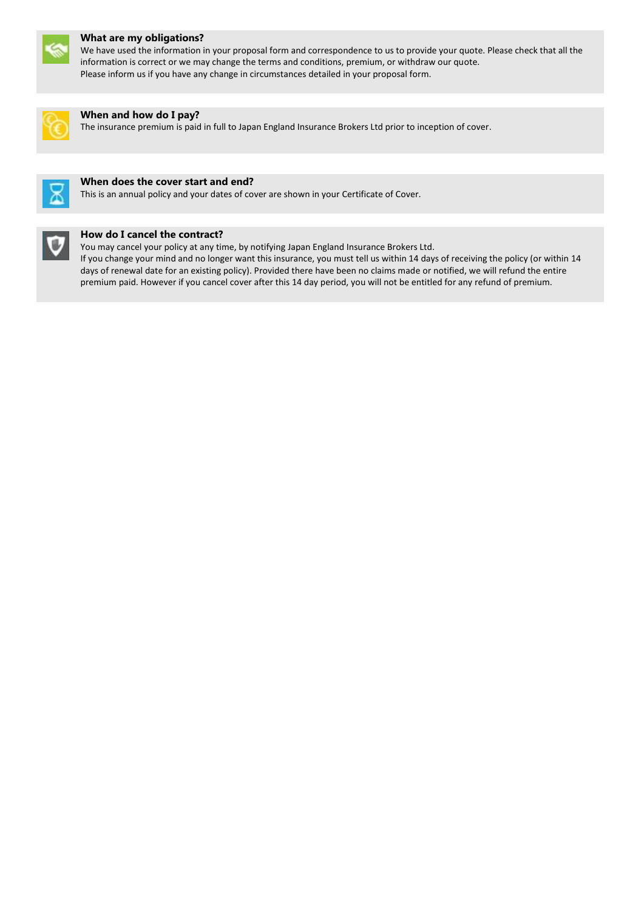### What are my obligations?

We have used the information in your proposal form and correspondence to us to provide your quote. Please check that all the information is correct or we may change the terms and conditions, premium, or withdraw our quote.
Please inform us if you have any change in circumstances detailed in your proposal form.

### When and how do I pay?

The insurance premium is paid in full to Japan England Insurance Brokers Ltd prior to inception of cover.

### When does the cover start and end?

This is an annual policy and your dates of cover are shown in your Certificate of Cover.

### How do I cancel the contract?

You may cancel your policy at any time, by notifying Japan England Insurance Brokers Ltd.
If you change your mind and no longer want this insurance, you must tell us within 14 days of receiving the policy (or within 14 days of renewal date for an existing policy). Provided there have been no claims made or notified, we will refund the entire premium paid. However if you cancel cover after this 14 day period, you will not be entitled for any refund of premium.